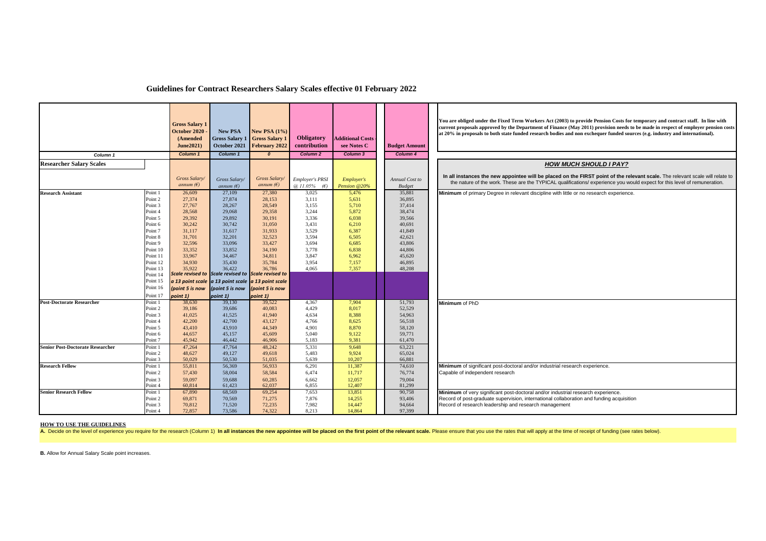# Guidelines for Contract Researchers Salary Scales effective 01 February 2022

| Column 1 | | Gross Salary 1 October 2020 - (Amended June2021) | New PSA Gross Salary 1 October 2021 | New PSA (1%) Gross Salary 1 February 2022 | Obligatory contribution | Additional Costs - see Notes C | Budget Amount | |
|---|---|---|---|---|---|---|---|---|
| | | Column 1 | Column 1 | 0 | Column 2 | Column 3 | Column 4 | |
| **Researcher Salary Scales** | | *Gross Salary/ annum (€)* | *Gross Salary/ annum (€)* | *Gross Salary/ annum (€)* | *Employer's PRSI @ 11.05% (€)* | *Employer's Pension @20%* | *Annual Cost to Budget* | ***HOW MUCH SHOULD I PAY?*** **In all instances the new appointee will be placed on the FIRST point of the relevant scale.** The relevant scale will relate to the nature of the work. These are the TYPICAL qualifications/ experience you would expect for this level of remuneration. |
| **Research Assistant** | Point 1 | 26,609 | 27,109 | 27,380 | 3,025 | 5,476 | 35,881 | **Minimum** of primary Degree in relevant discipline with little or no research experience. |
| | Point 2 | 27,374 | 27,874 | 28,153 | 3,111 | 5,631 | 36,895 | |
| | Point 3 | 27,767 | 28,267 | 28,549 | 3,155 | 5,710 | 37,414 | |
| | Point 4 | 28,568 | 29,068 | 29,358 | 3,244 | 5,872 | 38,474 | |
| | Point 5 | 29,392 | 29,892 | 30,191 | 3,336 | 6,038 | 39,566 | |
| | Point 6 | 30,242 | 30,742 | 31,050 | 3,431 | 6,210 | 40,691 | |
| | Point 7 | 31,117 | 31,617 | 31,933 | 3,529 | 6,387 | 41,849 | |
| | Point 8 | 31,701 | 32,201 | 32,523 | 3,594 | 6,505 | 42,621 | |
| | Point 9 | 32,596 | 33,096 | 33,427 | 3,694 | 6,685 | 43,806 | |
| | Point 10 | 33,352 | 33,852 | 34,190 | 3,778 | 6,838 | 44,806 | |
| | Point 11 | 33,967 | 34,467 | 34,811 | 3,847 | 6,962 | 45,620 | |
| | Point 12 | 34,930 | 35,430 | 35,784 | 3,954 | 7,157 | 46,895 | |
| | Point 13 | 35,922 | 36,422 | 36,786 | 4,065 | 7,357 | 48,208 | |
| | Point 14 | *Scale revised to a 13 point scale (point 5 is now point 1)* | *Scale revised to a 13 point scale (point 5 is now point 1)* | *Scale revised to a 13 point scale (point 5 is now point 1)* | | | | |
| | Point 15 | | | | | | | |
| | Point 16 | | | | | | | |
| | Point 17 | | | | | | | |
| **Post-Doctorate Researcher** | Point 1 | 38,630 | 39,130 | 39,522 | 4,367 | 7,904 | 51,793 | **Minimum** of PhD |
| | Point 2 | 39,186 | 39,686 | 40,083 | 4,429 | 8,017 | 52,529 | |
| | Point 3 | 41,025 | 41,525 | 41,940 | 4,634 | 8,388 | 54,963 | |
| | Point 4 | 42,200 | 42,700 | 43,127 | 4,766 | 8,625 | 56,518 | |
| | Point 5 | 43,410 | 43,910 | 44,349 | 4,901 | 8,870 | 58,120 | |
| | Point 6 | 44,657 | 45,157 | 45,609 | 5,040 | 9,122 | 59,771 | |
| | Point 7 | 45,942 | 46,442 | 46,906 | 5,183 | 9,381 | 61,470 | |
| **Senior Post-Doctorate Researcher** | Point 1 | 47,264 | 47,764 | 48,242 | 5,331 | 9,648 | 63,221 | |
| | Point 2 | 48,627 | 49,127 | 49,618 | 5,483 | 9,924 | 65,024 | |
| | Point 3 | 50,029 | 50,530 | 51,035 | 5,639 | 10,207 | 66,881 | |
| **Research Fellow** | Point 1 | 55,811 | 56,369 | 56,933 | 6,291 | 11,387 | 74,610 | **Minimum** of significant post-doctoral and/or industrial research experience. |
| | Point 2 | 57,430 | 58,004 | 58,584 | 6,474 | 11,717 | 76,774 | Capable of independent research |
| | Point 3 | 59,097 | 59,688 | 60,285 | 6,662 | 12,057 | 79,004 | |
| | Point 4 | 60,814 | 61,423 | 62,037 | 6,855 | 12,407 | 81,299 | |
| **Senior Research Fellow** | Point 1 | 67,890 | 68,569 | 69,254 | 7,653 | 13,851 | 90,758 | **Minimum** of very significant post-doctoral and/or industrial research experience. |
| | Point 2 | 69,871 | 70,569 | 71,275 | 7,876 | 14,255 | 93,406 | Record of post-graduate supervision, international collaboration and funding acquisition |
| | Point 3 | 70,812 | 71,520 | 72,235 | 7,982 | 14,447 | 94,664 | Record of research leadership and research management |
| | Point 4 | 72,857 | 73,586 | 74,322 | 8,213 | 14,864 | 97,399 | |

**You are obliged under the Fixed Term Workers Act (2003) to provide Pension Costs for temporary and contract staff. In line with current proposals approved by the Department of Finance (May 2011) provision needs to be made in respect of employer pension costs at 20% in proposals to both state funded research bodies and non exchequer funded sources (e.g. industry and international).**

**HOW TO USE THE GUIDELINES**

A. Decide on the level of experience you require for the research (Column 1) **In all instances the new appointee will be placed on the first point of the relevant scale.** Please ensure that you use the rates that will apply at the time of receipt of funding (see rates below).

**B.** Allow for Annual Salary Scale point increases.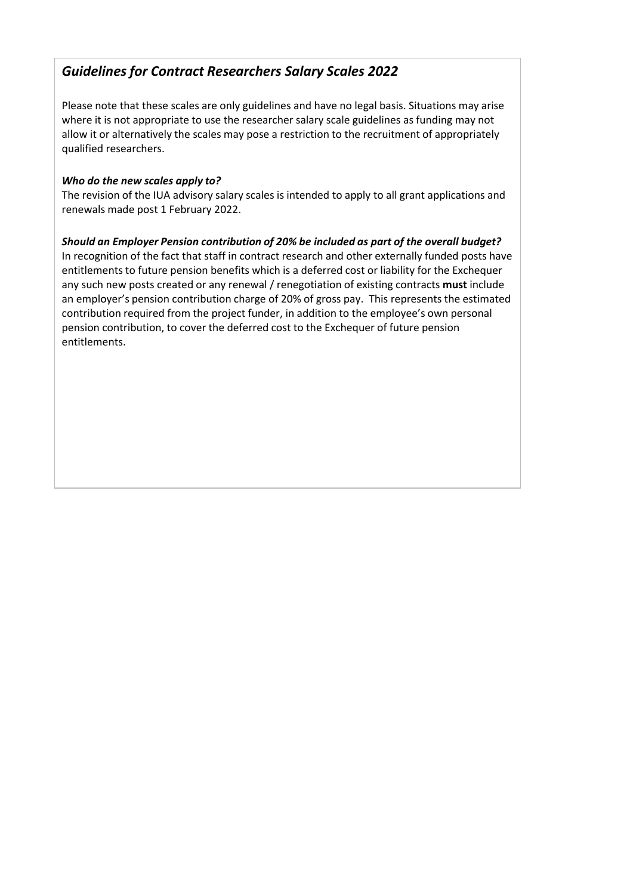## *Guidelines for Contract Researchers Salary Scales 2022*

Please note that these scales are only guidelines and have no legal basis. Situations may arise where it is not appropriate to use the researcher salary scale guidelines as funding may not allow it or alternatively the scales may pose a restriction to the recruitment of appropriately qualified researchers.

***Who do the new scales apply to?***

The revision of the IUA advisory salary scales is intended to apply to all grant applications and renewals made post 1 February 2022.

***Should an Employer Pension contribution of 20% be included as part of the overall budget?***

In recognition of the fact that staff in contract research and other externally funded posts have entitlements to future pension benefits which is a deferred cost or liability for the Exchequer any such new posts created or any renewal / renegotiation of existing contracts **must** include an employer's pension contribution charge of 20% of gross pay. This represents the estimated contribution required from the project funder, in addition to the employee's own personal pension contribution, to cover the deferred cost to the Exchequer of future pension entitlements.